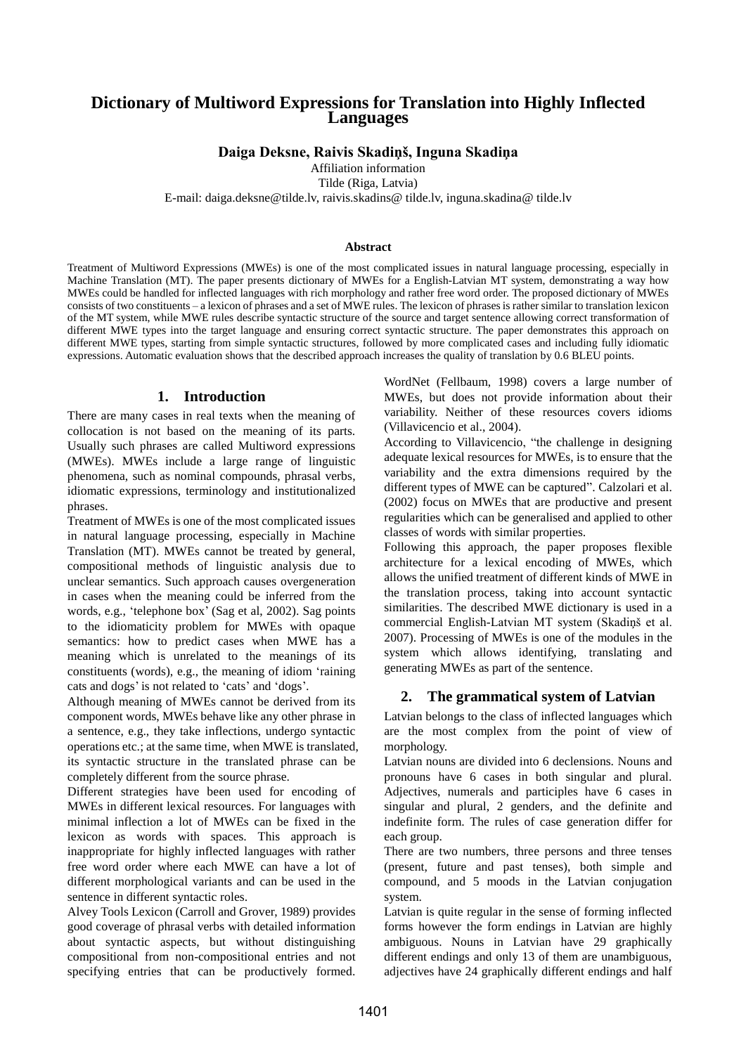# Dictionary of Multiword Expressions for Translation into Highly Inflected Languages

**Daiga Deksne, Raivis Skadiņš, Inguna Skadiņa**

Affiliation information

Tilde (Riga, Latvia)

E-mail: daiga.deksne@tilde.lv, raivis.skadins@ tilde.lv, inguna.skadina@ tilde.lv

### Abstract

Treatment of Multiword Expressions (MWEs) is one of the most complicated issues in natural language processing, especially in Machine Translation (MT). The paper presents dictionary of MWEs for a English-Latvian MT system, demonstrating a way how MWEs could be handled for inflected languages with rich morphology and rather free word order. The proposed dictionary of MWEs consists of two constituents – a lexicon of phrases and a set of MWE rules. The lexicon of phrases is rather similar to translation lexicon of the MT system, while MWE rules describe syntactic structure of the source and target sentence allowing correct transformation of different MWE types into the target language and ensuring correct syntactic structure. The paper demonstrates this approach on different MWE types, starting from simple syntactic structures, followed by more complicated cases and including fully idiomatic expressions. Automatic evaluation shows that the described approach increases the quality of translation by 0.6 BLEU points.

## 1. Introduction

There are many cases in real texts when the meaning of collocation is not based on the meaning of its parts. Usually such phrases are called Multiword expressions (MWEs). MWEs include a large range of linguistic phenomena, such as nominal compounds, phrasal verbs, idiomatic expressions, terminology and institutionalized phrases.

Treatment of MWEs is one of the most complicated issues in natural language processing, especially in Machine Translation (MT). MWEs cannot be treated by general, compositional methods of linguistic analysis due to unclear semantics. Such approach causes overgeneration in cases when the meaning could be inferred from the words, e.g., 'telephone box' (Sag et al, 2002). Sag points to the idiomaticity problem for MWEs with opaque semantics: how to predict cases when MWE has a meaning which is unrelated to the meanings of its constituents (words), e.g., the meaning of idiom 'raining cats and dogs' is not related to 'cats' and 'dogs'.

Although meaning of MWEs cannot be derived from its component words, MWEs behave like any other phrase in a sentence, e.g., they take inflections, undergo syntactic operations etc.; at the same time, when MWE is translated, its syntactic structure in the translated phrase can be completely different from the source phrase.

Different strategies have been used for encoding of MWEs in different lexical resources. For languages with minimal inflection a lot of MWEs can be fixed in the lexicon as words with spaces. This approach is inappropriate for highly inflected languages with rather free word order where each MWE can have a lot of different morphological variants and can be used in the sentence in different syntactic roles.

Alvey Tools Lexicon (Carroll and Grover, 1989) provides good coverage of phrasal verbs with detailed information about syntactic aspects, but without distinguishing compositional from non-compositional entries and not specifying entries that can be productively formed. WordNet (Fellbaum, 1998) covers a large number of MWEs, but does not provide information about their variability. Neither of these resources covers idioms (Villavicencio et al., 2004).

According to Villavicencio, "the challenge in designing adequate lexical resources for MWEs, is to ensure that the variability and the extra dimensions required by the different types of MWE can be captured". Calzolari et al. (2002) focus on MWEs that are productive and present regularities which can be generalised and applied to other classes of words with similar properties.

Following this approach, the paper proposes flexible architecture for a lexical encoding of MWEs, which allows the unified treatment of different kinds of MWE in the translation process, taking into account syntactic similarities. The described MWE dictionary is used in a commercial English-Latvian MT system (Skadiņš et al. 2007). Processing of MWEs is one of the modules in the system which allows identifying, translating and generating MWEs as part of the sentence.

## 2. The grammatical system of Latvian

Latvian belongs to the class of inflected languages which are the most complex from the point of view of morphology.

Latvian nouns are divided into 6 declensions. Nouns and pronouns have 6 cases in both singular and plural. Adjectives, numerals and participles have 6 cases in singular and plural, 2 genders, and the definite and indefinite form. The rules of case generation differ for each group.

There are two numbers, three persons and three tenses (present, future and past tenses), both simple and compound, and 5 moods in the Latvian conjugation system.

Latvian is quite regular in the sense of forming inflected forms however the form endings in Latvian are highly ambiguous. Nouns in Latvian have 29 graphically different endings and only 13 of them are unambiguous, adjectives have 24 graphically different endings and half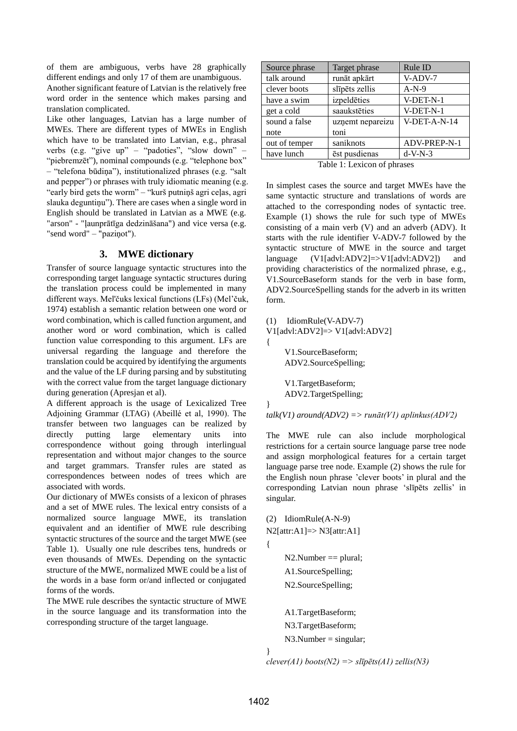of them are ambiguous, verbs have 28 graphically different endings and only 17 of them are unambiguous.

Another significant feature of Latvian is the relatively free word order in the sentence which makes parsing and translation complicated.

Like other languages, Latvian has a large number of MWEs. There are different types of MWEs in English which have to be translated into Latvian, e.g., phrasal verbs (e.g. "give up" – "padoties", "slow down" – "piebremzēt"), nominal compounds (e.g. "telephone box" – "telefona būdiņa"), institutionalized phrases (e.g. "salt and pepper") or phrases with truly idiomatic meaning (e.g. "early bird gets the worm" – "kurš putniņš agri ceļas, agri slauka deguntiņu"). There are cases when a single word in English should be translated in Latvian as a MWE (e.g. "arson" - "ļaunprātīga dedzināšana") and vice versa (e.g. "send word" – "paziņot").

## 3. MWE dictionary

Transfer of source language syntactic structures into the corresponding target language syntactic structures during the translation process could be implemented in many different ways. Mel'čuks lexical functions (LFs) (Mel'čuk, 1974) establish a semantic relation between one word or word combination, which is called function argument, and another word or word combination, which is called function value corresponding to this argument. LFs are universal regarding the language and therefore the translation could be acquired by identifying the arguments and the value of the LF during parsing and by substituting with the correct value from the target language dictionary during generation (Apresjan et al).

A different approach is the usage of Lexicalized Tree Adjoining Grammar (LTAG) (Abeillé et al, 1990). The transfer between two languages can be realized by directly putting large elementary units into correspondence without going through interlingual representation and without major changes to the source and target grammars. Transfer rules are stated as correspondences between nodes of trees which are associated with words.

Our dictionary of MWEs consists of a lexicon of phrases and a set of MWE rules. The lexical entry consists of a normalized source language MWE, its translation equivalent and an identifier of MWE rule describing syntactic structures of the source and the target MWE (see Table 1). Usually one rule describes tens, hundreds or even thousands of MWEs. Depending on the syntactic structure of the MWE, normalized MWE could be a list of the words in a base form or/and inflected or conjugated forms of the words.

The MWE rule describes the syntactic structure of MWE in the source language and its transformation into the corresponding structure of the target language.

| Source phrase | Target phrase | Rule ID |
|---|---|---|
| talk around | runāt apkārt | V-ADV-7 |
| clever boots | slīpēts zellis | A-N-9 |
| have a swim | izpeldēties | V-DET-N-1 |
| get a cold | saaukstēties | V-DET-N-1 |
| sound a false note | uzņemt nepareizu toni | V-DET-A-N-14 |
| out of temper | saniknots | ADV-PREP-N-1 |
| have lunch | ēst pusdienas | d-V-N-3 |

Table 1: Lexicon of phrases

In simplest cases the source and target MWEs have the same syntactic structure and translations of words are attached to the corresponding nodes of syntactic tree. Example (1) shows the rule for such type of MWEs consisting of a main verb (V) and an adverb (ADV). It starts with the rule identifier V-ADV-7 followed by the syntactic structure of MWE in the source and target language (V1[advl:ADV2]=>V1[advl:ADV2]) and providing characteristics of the normalized phrase, e.g., V1.SourceBaseform stands for the verb in base form, ADV2.SourceSpelling stands for the adverb in its written form.

```
(1)   IdiomRule(V-ADV-7)
V1[advl:ADV2]=> V1[advl:ADV2]
{
      V1.SourceBaseform;
      ADV2.SourceSpelling;

      V1.TargetBaseform;
      ADV2.TargetSpelling;
}
```

*talk(V1) around(ADV2) => runāt(V1) aplinkus(ADV2)*

The MWE rule can also include morphological restrictions for a certain source language parse tree node and assign morphological features for a certain target language parse tree node. Example (2) shows the rule for the English noun phrase 'clever boots' in plural and the corresponding Latvian noun phrase 'slīpēts zellis' in singular.

```
(2)   IdiomRule(A-N-9)
N2[attr:A1]=> N3[attr:A1]
{
      N2.Number == plural;
      A1.SourceSpelling;
      N2.SourceSpelling;

      A1.TargetBaseform;
      N3.TargetBaseform;
      N3.Number = singular;
}
```

*clever(A1) boots(N2) => slīpēts(A1) zellis(N3)*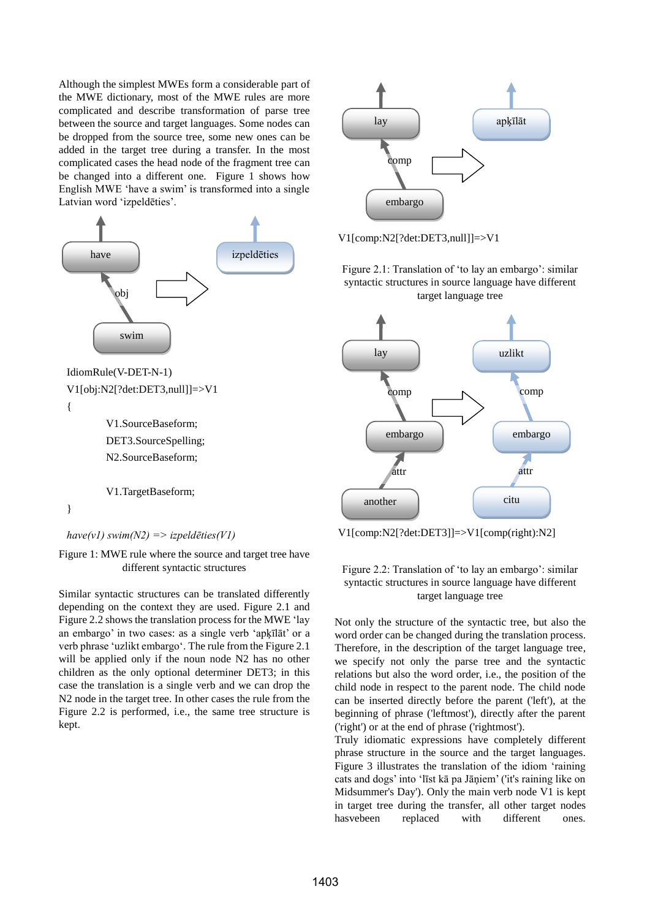Although the simplest MWEs form a considerable part of the MWE dictionary, most of the MWE rules are more complicated and describe transformation of parse tree between the source and target languages. Some nodes can be dropped from the source tree, some new ones can be added in the target tree during a transfer. In the most complicated cases the head node of the fragment tree can be changed into a different one. Figure 1 shows how English MWE 'have a swim' is transformed into a single Latvian word 'izpeldēties'.

```
IdiomRule(V-DET-N-1)
V1[obj:N2[?det:DET3,null]]=>V1
{
        V1.SourceBaseform;
        DET3.SourceSpelling;
        N2.SourceBaseform;

        V1.TargetBaseform;
}
```

*have(v1) swim(N2) => izpeldēties(V1)*

Figure 1: MWE rule where the source and target tree have different syntactic structures

Similar syntactic structures can be translated differently depending on the context they are used. Figure 2.1 and Figure 2.2 shows the translation process for the MWE 'lay an embargo' in two cases: as a single verb 'apķīlāt' or a verb phrase 'uzlikt embargo'. The rule from the Figure 2.1 will be applied only if the noun node N2 has no other children as the only optional determiner DET3; in this case the translation is a single verb and we can drop the N2 node in the target tree. In other cases the rule from the Figure 2.2 is performed, i.e., the same tree structure is kept.

V1[comp:N2[?det:DET3,null]]=>V1

Figure 2.1: Translation of 'to lay an embargo': similar syntactic structures in source language have different target language tree

V1[comp:N2[?det:DET3]]=>V1[comp(right):N2]

Figure 2.2: Translation of 'to lay an embargo': similar syntactic structures in source language have different target language tree

Not only the structure of the syntactic tree, but also the word order can be changed during the translation process. Therefore, in the description of the target language tree, we specify not only the parse tree and the syntactic relations but also the word order, i.e., the position of the child node in respect to the parent node. The child node can be inserted directly before the parent ('left'), at the beginning of phrase ('leftmost'), directly after the parent ('right') or at the end of phrase ('rightmost').

Truly idiomatic expressions have completely different phrase structure in the source and the target languages. Figure 3 illustrates the translation of the idiom 'raining cats and dogs' into 'līst kā pa Jāņiem' ('it's raining like on Midsummer's Day'). Only the main verb node V1 is kept in target tree during the transfer, all other target nodes hasvebeen replaced with different ones.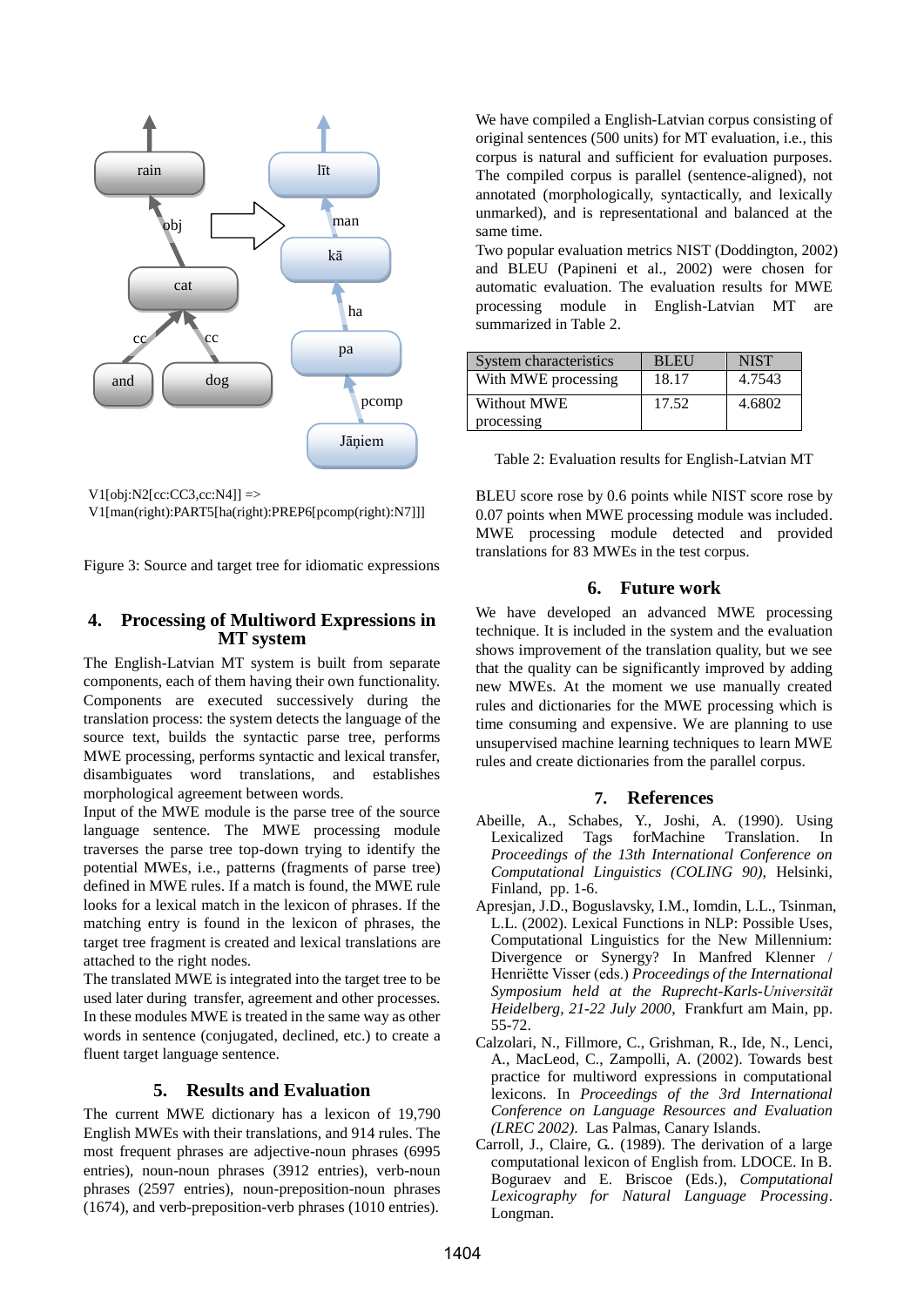V1[obj:N2[cc:CC3,cc:N4]] =>
V1[man(right):PART5[ha(right):PREP6[pcomp(right):N7]]]

Figure 3: Source and target tree for idiomatic expressions

## 4. Processing of Multiword Expressions in MT system

The English-Latvian MT system is built from separate components, each of them having their own functionality. Components are executed successively during the translation process: the system detects the language of the source text, builds the syntactic parse tree, performs MWE processing, performs syntactic and lexical transfer, disambiguates word translations, and establishes morphological agreement between words.

Input of the MWE module is the parse tree of the source language sentence. The MWE processing module traverses the parse tree top-down trying to identify the potential MWEs, i.e., patterns (fragments of parse tree) defined in MWE rules. If such a match is found, the MWE rule looks for a lexical match in the lexicon of phrases. If the matching entry is found in the lexicon of phrases, the target tree fragment is created and lexical translations are attached to the right nodes.

The translated MWE is integrated into the target tree to be used later during transfer, agreement and other processes. In these modules MWE is treated in the same way as other words in sentence (conjugated, declined, etc.) to create a fluent target language sentence.

## 5. Results and Evaluation

The current MWE dictionary has a lexicon of 19,790 English MWEs with their translations, and 914 rules. The most frequent phrases are adjective-noun phrases (6995 entries), noun-noun phrases (3912 entries), verb-noun phrases (2597 entries), noun-preposition-noun phrases (1674), and verb-preposition-verb phrases (1010 entries).

We have compiled a English-Latvian corpus consisting of original sentences (500 units) for MT evaluation, i.e., this corpus is natural and sufficient for evaluation purposes. The compiled corpus is parallel (sentence-aligned), not annotated (morphologically, syntactically, and lexically unmarked), and is representational and balanced at the same time.

Two popular evaluation metrics NIST (Doddington, 2002) and BLEU (Papineni et al., 2002) were chosen for automatic evaluation. The evaluation results for MWE processing module in English-Latvian MT are summarized in Table 2.

| System characteristics | BLEU | NIST |
|---|---|---|
| With MWE processing | 18.17 | 4.7543 |
| Without MWE processing | 17.52 | 4.6802 |

Table 2: Evaluation results for English-Latvian MT

BLEU score rose by 0.6 points while NIST score rose by 0.07 points when MWE processing module was included. MWE processing module detected and provided translations for 83 MWEs in the test corpus.

## 6. Future work

We have developed an advanced MWE processing technique. It is included in the system and the evaluation shows improvement of the translation quality, but we see that the quality can be significantly improved by adding new MWEs. At the moment we use manually created rules and dictionaries for the MWE processing which is time consuming and expensive. We are planning to use unsupervised machine learning techniques to learn MWE rules and create dictionaries from the parallel corpus.

## 7. References

Abeille, A., Schabes, Y., Joshi, A. (1990). Using Lexicalized Tags forMachine Translation. In *Proceedings of the 13th International Conference on Computational Linguistics (COLING 90)*, Helsinki, Finland, pp. 1-6.

Apresjan, J.D., Boguslavsky, I.M., Iomdin, L.L., Tsinman, L.L. (2002). Lexical Functions in NLP: Possible Uses, Computational Linguistics for the New Millennium: Divergence or Synergy? In Manfred Klenner / Henriëtte Visser (eds.) *Proceedings of the International Symposium held at the Ruprecht-Karls-Universität Heidelberg, 21-22 July 2000*, Frankfurt am Main, pp. 55-72.

Calzolari, N., Fillmore, C., Grishman, R., Ide, N., Lenci, A., MacLeod, C., Zampolli, A. (2002). Towards best practice for multiword expressions in computational lexicons. In *Proceedings of the 3rd International Conference on Language Resources and Evaluation (LREC 2002)*. Las Palmas, Canary Islands.

Carroll, J., Claire, G. (1989). The derivation of a large computational lexicon of English from. LDOCE. In B. Boguraev and E. Briscoe (Eds.), *Computational Lexicography for Natural Language Processing*. Longman.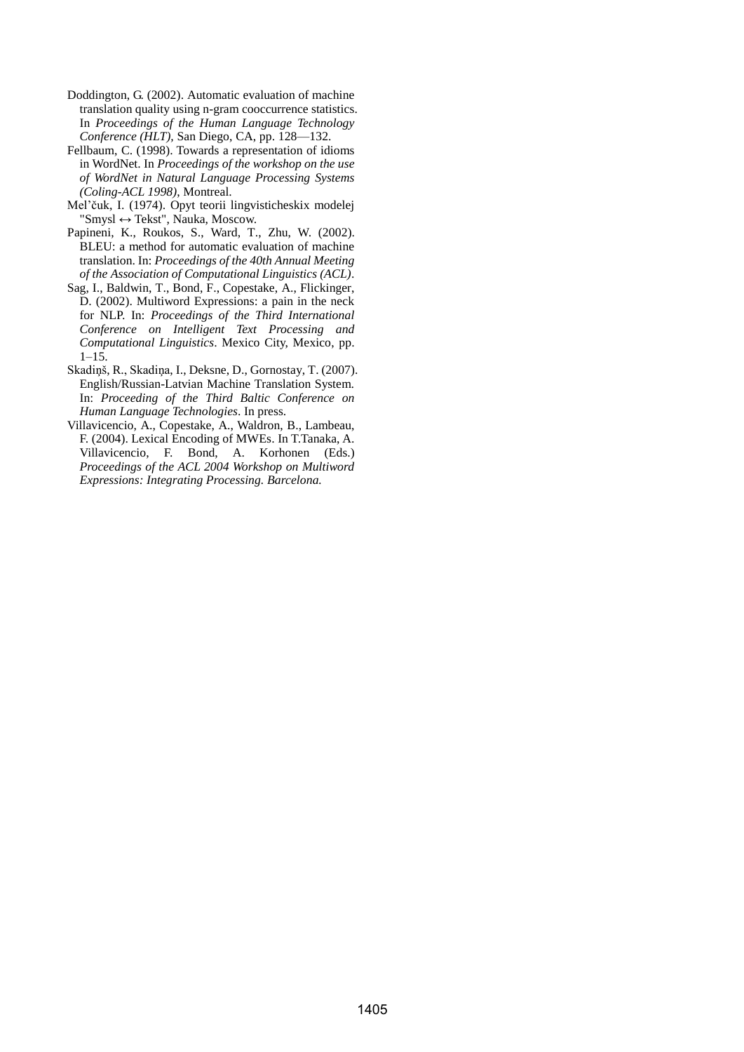Doddington, G. (2002). Automatic evaluation of machine translation quality using n-gram cooccurrence statistics. In *Proceedings of the Human Language Technology Conference (HLT)*, San Diego, CA, pp. 128—132.

Fellbaum, C. (1998). Towards a representation of idioms in WordNet. In *Proceedings of the workshop on the use of WordNet in Natural Language Processing Systems (Coling-ACL 1998)*, Montreal.

Mel'čuk, I. (1974). Opyt teorii lingvisticheskix modelej "Smysl ↔ Tekst", Nauka, Moscow.

Papineni, K., Roukos, S., Ward, T., Zhu, W. (2002). BLEU: a method for automatic evaluation of machine translation. In: *Proceedings of the 40th Annual Meeting of the Association of Computational Linguistics (ACL)*.

Sag, I., Baldwin, T., Bond, F., Copestake, A., Flickinger, D. (2002). Multiword Expressions: a pain in the neck for NLP. In: *Proceedings of the Third International Conference on Intelligent Text Processing and Computational Linguistics*. Mexico City, Mexico, pp. 1–15.

Skadiņš, R., Skadiņa, I., Deksne, D., Gornostay, T. (2007). English/Russian-Latvian Machine Translation System. In: *Proceeding of the Third Baltic Conference on Human Language Technologies*. In press.

Villavicencio, A., Copestake, A., Waldron, B., Lambeau, F. (2004). Lexical Encoding of MWEs. In T.Tanaka, A. Villavicencio, F. Bond, A. Korhonen (Eds.) *Proceedings of the ACL 2004 Workshop on Multiword Expressions: Integrating Processing. Barcelona.*